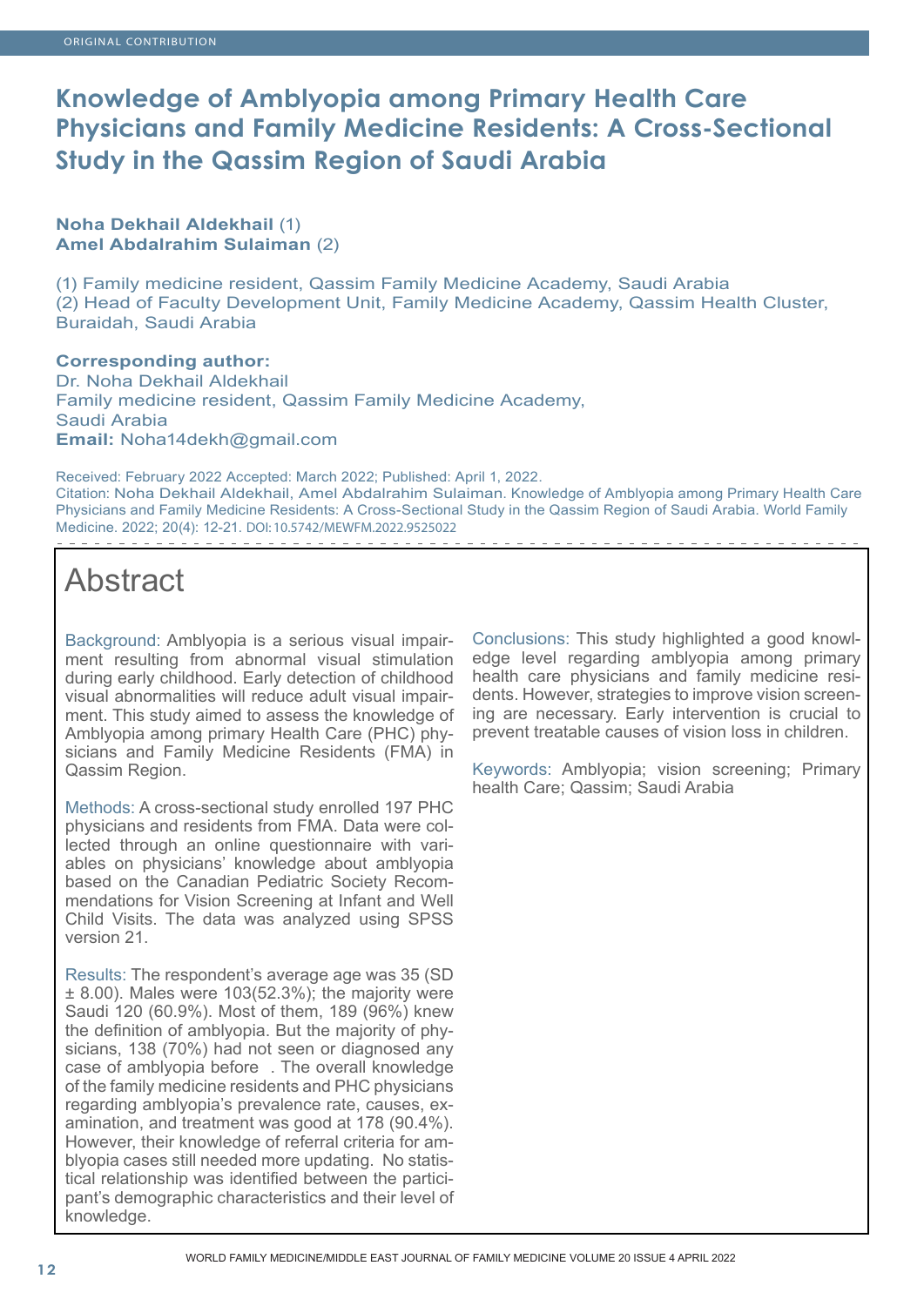ORIGINAL CONTRIBUTION

# Knowledge of Amblyopia among Primary Health Care Physicians and Family Medicine Residents: A Cross-Sectional Study in the Qassim Region of Saudi Arabia

**Noha Dekhail Aldekhail** (1)
**Amel Abdalrahim Sulaiman** (2)

(1) Family medicine resident, Qassim Family Medicine Academy, Saudi Arabia
(2) Head of Faculty Development Unit, Family Medicine Academy, Qassim Health Cluster, Buraidah, Saudi Arabia

**Corresponding author:**
Dr. Noha Dekhail Aldekhail
Family medicine resident, Qassim Family Medicine Academy,
Saudi Arabia
**Email:** Noha14dekh@gmail.com

Received: February 2022 Accepted: March 2022; Published: April 1, 2022.
Citation: Noha Dekhail Aldekhail, Amel Abdalrahim Sulaiman. Knowledge of Amblyopia among Primary Health Care Physicians and Family Medicine Residents: A Cross-Sectional Study in the Qassim Region of Saudi Arabia. World Family Medicine. 2022; 20(4): 12-21. DOI: 10.5742/MEWFM.2022.9525022

## Abstract

Background: Amblyopia is a serious visual impairment resulting from abnormal visual stimulation during early childhood. Early detection of childhood visual abnormalities will reduce adult visual impairment. This study aimed to assess the knowledge of Amblyopia among primary Health Care (PHC) physicians and Family Medicine Residents (FMA) in Qassim Region.

Methods: A cross-sectional study enrolled 197 PHC physicians and residents from FMA. Data were collected through an online questionnaire with variables on physicians' knowledge about amblyopia based on the Canadian Pediatric Society Recommendations for Vision Screening at Infant and Well Child Visits. The data was analyzed using SPSS version 21.

Results: The respondent's average age was 35 (SD ± 8.00). Males were 103(52.3%); the majority were Saudi 120 (60.9%). Most of them, 189 (96%) knew the definition of amblyopia. But the majority of physicians, 138 (70%) had not seen or diagnosed any case of amblyopia before . The overall knowledge of the family medicine residents and PHC physicians regarding amblyopia's prevalence rate, causes, examination, and treatment was good at 178 (90.4%). However, their knowledge of referral criteria for amblyopia cases still needed more updating. No statistical relationship was identified between the participant's demographic characteristics and their level of knowledge.

Conclusions: This study highlighted a good knowledge level regarding amblyopia among primary health care physicians and family medicine residents. However, strategies to improve vision screening are necessary. Early intervention is crucial to prevent treatable causes of vision loss in children.

Keywords: Amblyopia; vision screening; Primary health Care; Qassim; Saudi Arabia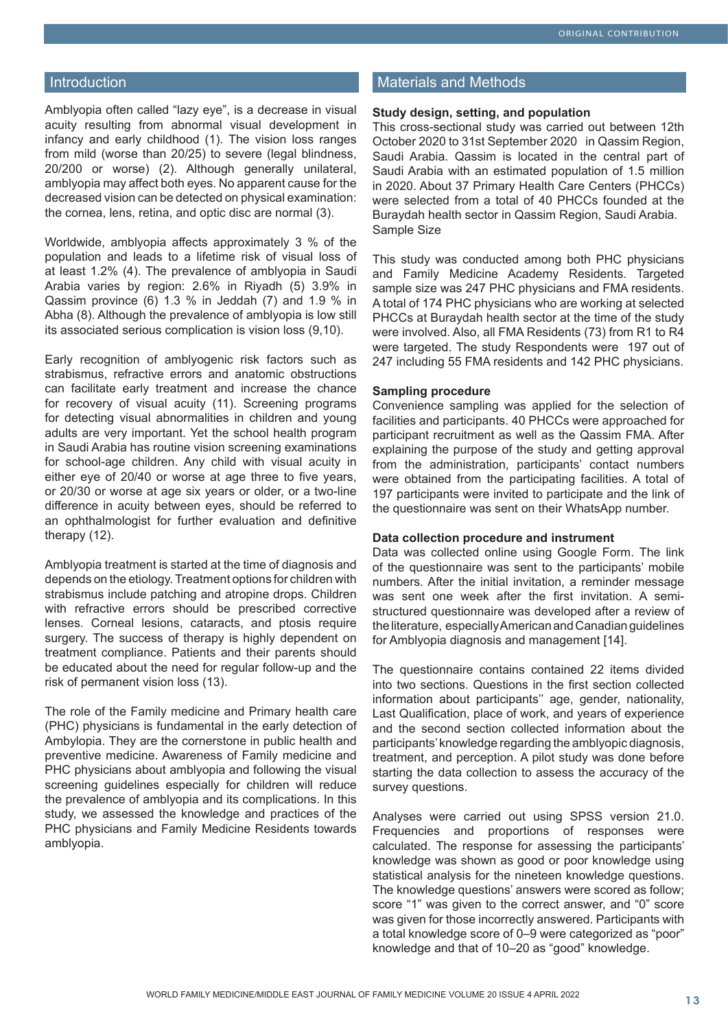## Introduction

Amblyopia often called "lazy eye", is a decrease in visual acuity resulting from abnormal visual development in infancy and early childhood (1). The vision loss ranges from mild (worse than 20/25) to severe (legal blindness, 20/200 or worse) (2). Although generally unilateral, amblyopia may affect both eyes. No apparent cause for the decreased vision can be detected on physical examination: the cornea, lens, retina, and optic disc are normal (3).

Worldwide, amblyopia affects approximately 3 % of the population and leads to a lifetime risk of visual loss of at least 1.2% (4). The prevalence of amblyopia in Saudi Arabia varies by region: 2.6% in Riyadh (5) 3.9% in Qassim province (6) 1.3 % in Jeddah (7) and 1.9 % in Abha (8). Although the prevalence of amblyopia is low still its associated serious complication is vision loss (9,10).

Early recognition of amblyogenic risk factors such as strabismus, refractive errors and anatomic obstructions can facilitate early treatment and increase the chance for recovery of visual acuity (11). Screening programs for detecting visual abnormalities in children and young adults are very important. Yet the school health program in Saudi Arabia has routine vision screening examinations for school-age children. Any child with visual acuity in either eye of 20/40 or worse at age three to five years, or 20/30 or worse at age six years or older, or a two-line difference in acuity between eyes, should be referred to an ophthalmologist for further evaluation and definitive therapy (12).

Amblyopia treatment is started at the time of diagnosis and depends on the etiology. Treatment options for children with strabismus include patching and atropine drops. Children with refractive errors should be prescribed corrective lenses. Corneal lesions, cataracts, and ptosis require surgery. The success of therapy is highly dependent on treatment compliance. Patients and their parents should be educated about the need for regular follow-up and the risk of permanent vision loss (13).

The role of the Family medicine and Primary health care (PHC) physicians is fundamental in the early detection of Ambylopia. They are the cornerstone in public health and preventive medicine. Awareness of Family medicine and PHC physicians about amblyopia and following the visual screening guidelines especially for children will reduce the prevalence of amblyopia and its complications. In this study, we assessed the knowledge and practices of the PHC physicians and Family Medicine Residents towards amblyopia.

## Materials and Methods

### Study design, setting, and population

This cross-sectional study was carried out between 12th October 2020 to 31st September 2020 in Qassim Region, Saudi Arabia. Qassim is located in the central part of Saudi Arabia with an estimated population of 1.5 million in 2020. About 37 Primary Health Care Centers (PHCCs) were selected from a total of 40 PHCCs founded at the Buraydah health sector in Qassim Region, Saudi Arabia. Sample Size

This study was conducted among both PHC physicians and Family Medicine Academy Residents. Targeted sample size was 247 PHC physicians and FMA residents. A total of 174 PHC physicians who are working at selected PHCCs at Buraydah health sector at the time of the study were involved. Also, all FMA Residents (73) from R1 to R4 were targeted. The study Respondents were 197 out of 247 including 55 FMA residents and 142 PHC physicians.

### Sampling procedure

Convenience sampling was applied for the selection of facilities and participants. 40 PHCCs were approached for participant recruitment as well as the Qassim FMA. After explaining the purpose of the study and getting approval from the administration, participants' contact numbers were obtained from the participating facilities. A total of 197 participants were invited to participate and the link of the questionnaire was sent on their WhatsApp number.

### Data collection procedure and instrument

Data was collected online using Google Form. The link of the questionnaire was sent to the participants' mobile numbers. After the initial invitation, a reminder message was sent one week after the first invitation. A semi-structured questionnaire was developed after a review of the literature, especially American and Canadian guidelines for Amblyopia diagnosis and management [14].

The questionnaire contains contained 22 items divided into two sections. Questions in the first section collected information about participants'' age, gender, nationality, Last Qualification, place of work, and years of experience and the second section collected information about the participants' knowledge regarding the amblyopic diagnosis, treatment, and perception. A pilot study was done before starting the data collection to assess the accuracy of the survey questions.

Analyses were carried out using SPSS version 21.0. Frequencies and proportions of responses were calculated. The response for assessing the participants' knowledge was shown as good or poor knowledge using statistical analysis for the nineteen knowledge questions. The knowledge questions' answers were scored as follow; score "1" was given to the correct answer, and "0" score was given for those incorrectly answered. Participants with a total knowledge score of 0–9 were categorized as "poor" knowledge and that of 10–20 as "good" knowledge.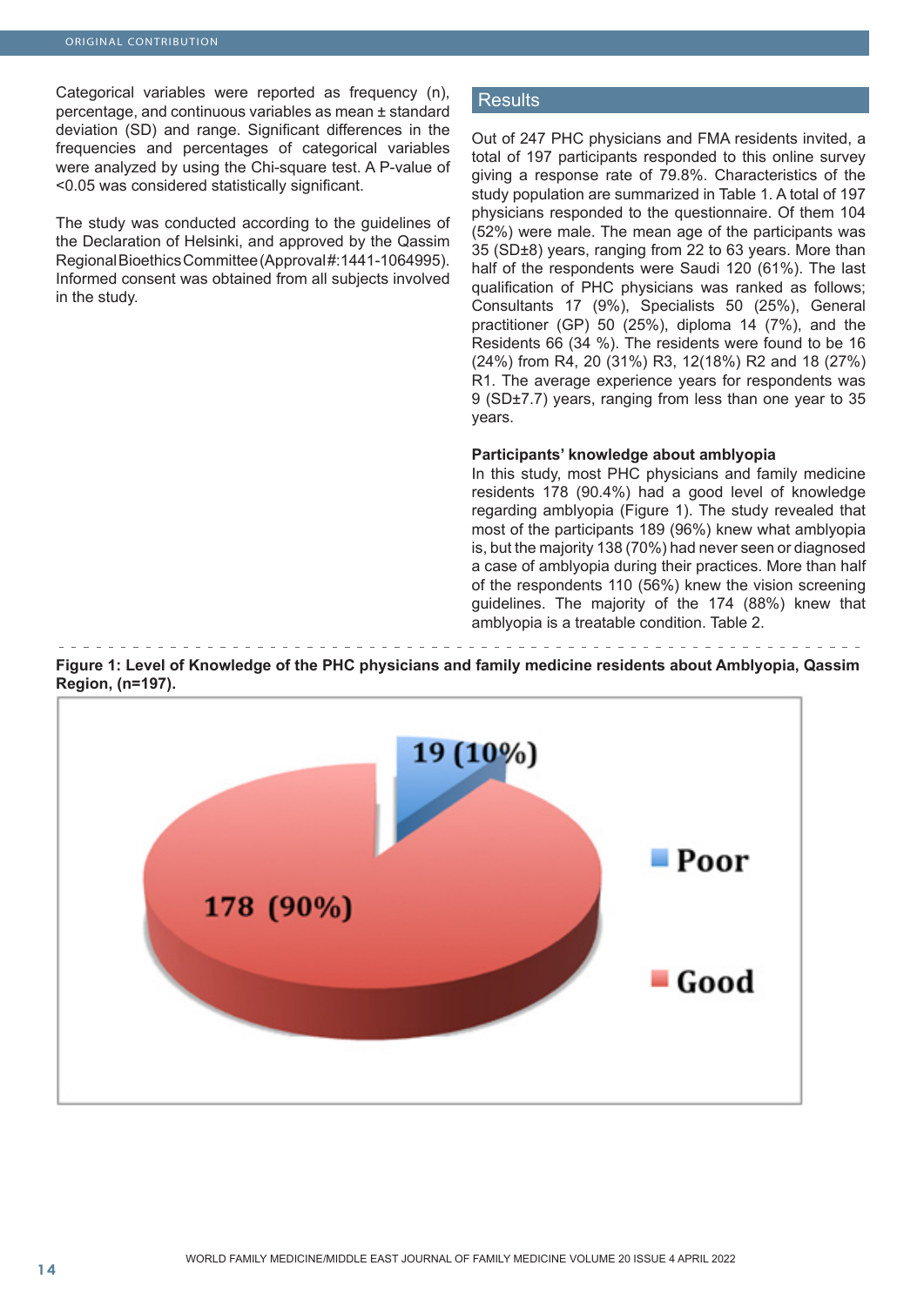Categorical variables were reported as frequency (n), percentage, and continuous variables as mean ± standard deviation (SD) and range. Significant differences in the frequencies and percentages of categorical variables were analyzed by using the Chi-square test. A P-value of <0.05 was considered statistically significant.

The study was conducted according to the guidelines of the Declaration of Helsinki, and approved by the Qassim Regional Bioethics Committee (Approval#:1441-1064995). Informed consent was obtained from all subjects involved in the study.

## Results

Out of 247 PHC physicians and FMA residents invited, a total of 197 participants responded to this online survey giving a response rate of 79.8%. Characteristics of the study population are summarized in Table 1. A total of 197 physicians responded to the questionnaire. Of them 104 (52%) were male. The mean age of the participants was 35 (SD±8) years, ranging from 22 to 63 years. More than half of the respondents were Saudi 120 (61%). The last qualification of PHC physicians was ranked as follows; Consultants 17 (9%), Specialists 50 (25%), General practitioner (GP) 50 (25%), diploma 14 (7%), and the Residents 66 (34 %). The residents were found to be 16 (24%) from R4, 20 (31%) R3, 12(18%) R2 and 18 (27%) R1. The average experience years for respondents was 9 (SD±7.7) years, ranging from less than one year to 35 years.

### Participants' knowledge about amblyopia

In this study, most PHC physicians and family medicine residents 178 (90.4%) had a good level of knowledge regarding amblyopia (Figure 1). The study revealed that most of the participants 189 (96%) knew what amblyopia is, but the majority 138 (70%) had never seen or diagnosed a case of amblyopia during their practices. More than half of the respondents 110 (56%) knew the vision screening guidelines. The majority of the 174 (88%) knew that amblyopia is a treatable condition. Table 2.

**Figure 1: Level of Knowledge of the PHC physicians and family medicine residents about Amblyopia, Qassim Region, (n=197).**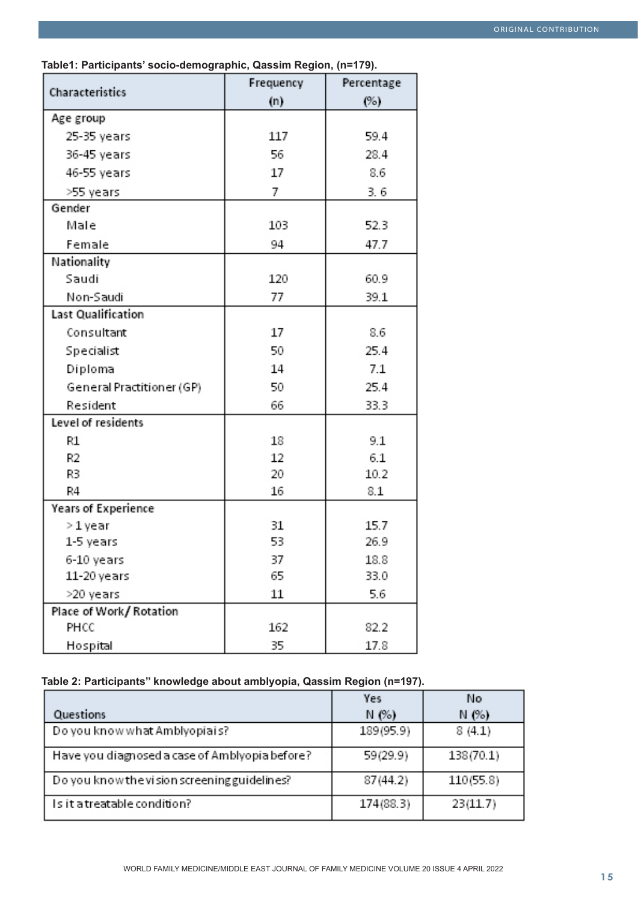**Table1: Participants' socio-demographic, Qassim Region, (n=179).**

| Characteristics | Frequency (n) | Percentage (%) |
|---|---|---|
| **Age group** | | |
| 25-35 years | 117 | 59.4 |
| 36-45 years | 56 | 28.4 |
| 46-55 years | 17 | 8.6 |
| >55 years | 7 | 3. 6 |
| **Gender** | | |
| Male | 103 | 52.3 |
| Female | 94 | 47.7 |
| **Nationality** | | |
| Saudi | 120 | 60.9 |
| Non-Saudi | 77 | 39.1 |
| **Last Qualification** | | |
| Consultant | 17 | 8.6 |
| Specialist | 50 | 25.4 |
| Diploma | 14 | 7.1 |
| General Practitioner (GP) | 50 | 25.4 |
| Resident | 66 | 33.3 |
| **Level of residents** | | |
| R1 | 18 | 9.1 |
| R2 | 12 | 6.1 |
| R3 | 20 | 10.2 |
| R4 | 16 | 8.1 |
| **Years of Experience** | | |
| > 1 year | 31 | 15.7 |
| 1-5 years | 53 | 26.9 |
| 6-10 years | 37 | 18.8 |
| 11-20 years | 65 | 33.0 |
| >20 years | 11 | 5.6 |
| **Place of Work/ Rotation** | | |
| PHCC | 162 | 82.2 |
| Hospital | 35 | 17.8 |

**Table 2: Participants" knowledge about amblyopia, Qassim Region (n=197).**

| Questions | Yes N (%) | No N (%) |
|---|---|---|
| Do you know what Amblyopia is? | 189(95.9) | 8 (4.1) |
| Have you diagnosed a case of Amblyopia before? | 59(29.9) | 138(70.1) |
| Do you know the vision screening guidelines? | 87(44.2) | 110(55.8) |
| Is it a treatable condition? | 174(88.3) | 23(11.7) |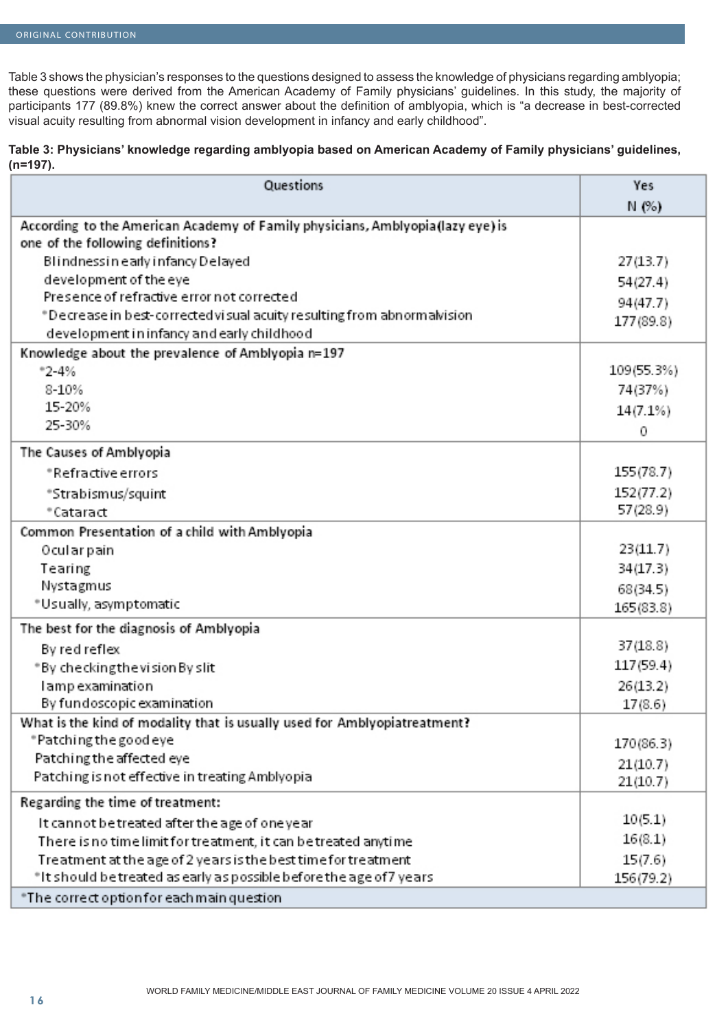Table 3 shows the physician's responses to the questions designed to assess the knowledge of physicians regarding amblyopia; these questions were derived from the American Academy of Family physicians' guidelines. In this study, the majority of participants 177 (89.8%) knew the correct answer about the definition of amblyopia, which is "a decrease in best-corrected visual acuity resulting from abnormal vision development in infancy and early childhood".

**Table 3: Physicians' knowledge regarding amblyopia based on American Academy of Family physicians' guidelines, (n=197).**

| Questions | Yes N (%) |
|---|---|
| According to the American Academy of Family physicians, Amblyopia (lazy eye) is one of the following definitions? | |
| Blindness in early infancy | 27 (13.7) |
| Delayed development of the eye | 54 (27.4) |
| Presence of refractive error not corrected | 94 (47.7) |
| *Decrease in best-corrected visual acuity resulting from abnormal vision development in infancy and early childhood | 177 (89.8) |
| Knowledge about the prevalence of Amblyopia n=197 | |
| *2-4% | 109 (55.3%) |
| 8-10% | 74 (37%) |
| 15-20% | 14 (7.1%) |
| 25-30% | 0 |
| The Causes of Amblyopia | |
| *Refractive errors | 155 (78.7) |
| *Strabismus/squint | 152 (77.2) |
| *Cataract | 57 (28.9) |
| Common Presentation of a child with Amblyopia | |
| Ocular pain | 23 (11.7) |
| Tearing | 34 (17.3) |
| Nystagmus | 68 (34.5) |
| *Usually, asymptomatic | 165 (83.8) |
| The best for the diagnosis of Amblyopia | |
| By red reflex | 37 (18.8) |
| *By checking the vision | 117 (59.4) |
| By slit lamp examination | 26 (13.2) |
| By fundoscopic examination | 17 (8.6) |
| What is the kind of modality that is usually used for Amblyopia treatment? | |
| *Patching the good eye | 170 (86.3) |
| Patching the affected eye | 21 (10.7) |
| Patching is not effective in treating Amblyopia | 21 (10.7) |
| Regarding the time of treatment: | |
| It cannot be treated after the age of one year | 10 (5.1) |
| There is no time limit for treatment, it can be treated anytime | 16 (8.1) |
| Treatment at the age of 2 years is the best time for treatment | 15 (7.6) |
| *It should be treated as early as possible before the age of 7 years | 156 (79.2) |

*The correct option for each main question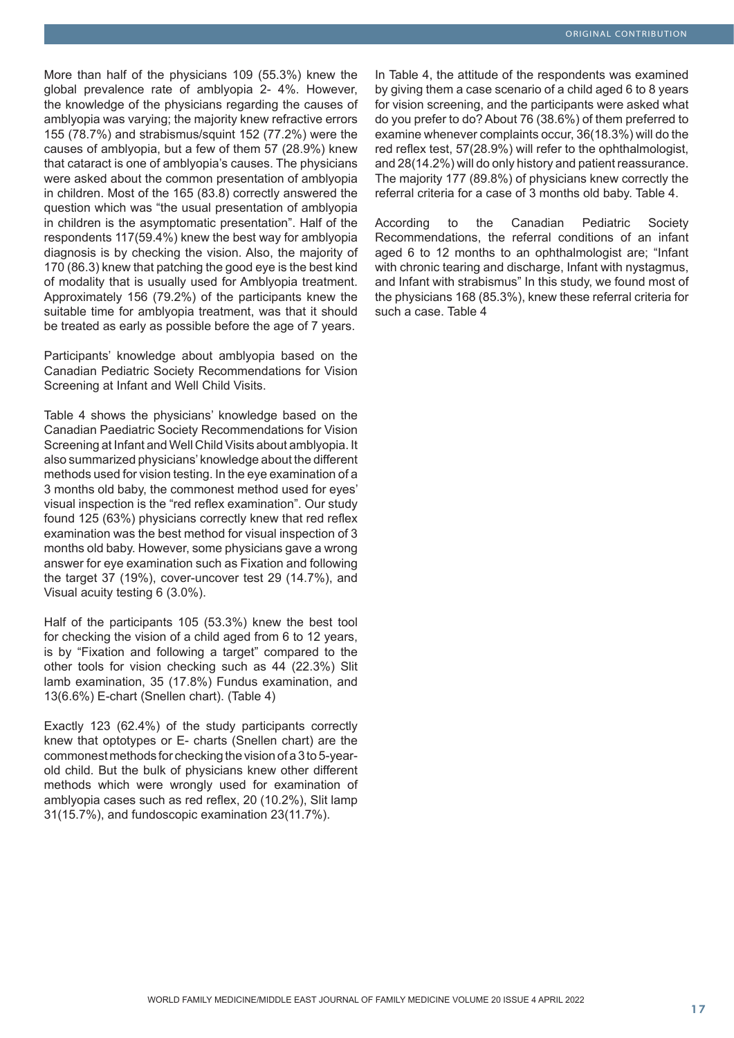More than half of the physicians 109 (55.3%) knew the global prevalence rate of amblyopia 2- 4%. However, the knowledge of the physicians regarding the causes of amblyopia was varying; the majority knew refractive errors 155 (78.7%) and strabismus/squint 152 (77.2%) were the causes of amblyopia, but a few of them 57 (28.9%) knew that cataract is one of amblyopia's causes. The physicians were asked about the common presentation of amblyopia in children. Most of the 165 (83.8) correctly answered the question which was "the usual presentation of amblyopia in children is the asymptomatic presentation". Half of the respondents 117(59.4%) knew the best way for amblyopia diagnosis is by checking the vision. Also, the majority of 170 (86.3) knew that patching the good eye is the best kind of modality that is usually used for Amblyopia treatment. Approximately 156 (79.2%) of the participants knew the suitable time for amblyopia treatment, was that it should be treated as early as possible before the age of 7 years.

Participants' knowledge about amblyopia based on the Canadian Pediatric Society Recommendations for Vision Screening at Infant and Well Child Visits.

Table 4 shows the physicians' knowledge based on the Canadian Paediatric Society Recommendations for Vision Screening at Infant and Well Child Visits about amblyopia. It also summarized physicians' knowledge about the different methods used for vision testing. In the eye examination of a 3 months old baby, the commonest method used for eyes' visual inspection is the "red reflex examination". Our study found 125 (63%) physicians correctly knew that red reflex examination was the best method for visual inspection of 3 months old baby. However, some physicians gave a wrong answer for eye examination such as Fixation and following the target 37 (19%), cover-uncover test 29 (14.7%), and Visual acuity testing 6 (3.0%).

Half of the participants 105 (53.3%) knew the best tool for checking the vision of a child aged from 6 to 12 years, is by "Fixation and following a target" compared to the other tools for vision checking such as 44 (22.3%) Slit lamb examination, 35 (17.8%) Fundus examination, and 13(6.6%) E-chart (Snellen chart). (Table 4)

Exactly 123 (62.4%) of the study participants correctly knew that optotypes or E- charts (Snellen chart) are the commonest methods for checking the vision of a 3 to 5-year-old child. But the bulk of physicians knew other different methods which were wrongly used for examination of amblyopia cases such as red reflex, 20 (10.2%), Slit lamp 31(15.7%), and fundoscopic examination 23(11.7%).

In Table 4, the attitude of the respondents was examined by giving them a case scenario of a child aged 6 to 8 years for vision screening, and the participants were asked what do you prefer to do? About 76 (38.6%) of them preferred to examine whenever complaints occur, 36(18.3%) will do the red reflex test, 57(28.9%) will refer to the ophthalmologist, and 28(14.2%) will do only history and patient reassurance. The majority 177 (89.8%) of physicians knew correctly the referral criteria for a case of 3 months old baby. Table 4.

According to the Canadian Pediatric Society Recommendations, the referral conditions of an infant aged 6 to 12 months to an ophthalmologist are; "Infant with chronic tearing and discharge, Infant with nystagmus, and Infant with strabismus" In this study, we found most of the physicians 168 (85.3%), knew these referral criteria for such a case. Table 4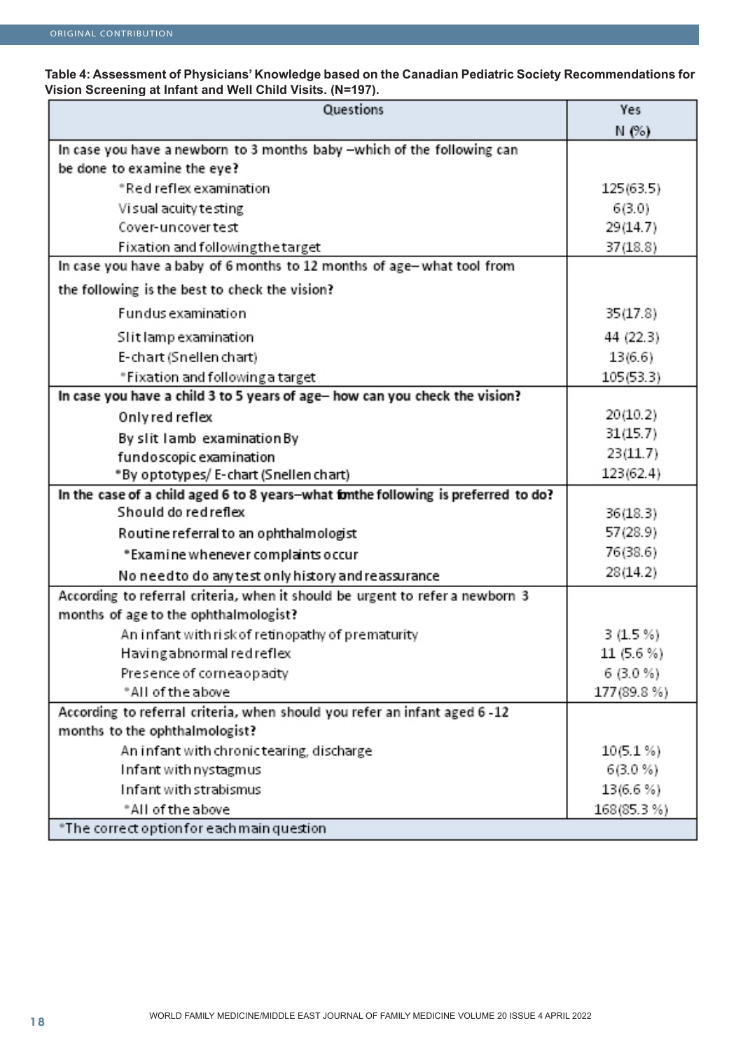**Table 4: Assessment of Physicians' Knowledge based on the Canadian Pediatric Society Recommendations for Vision Screening at Infant and Well Child Visits. (N=197).**

| Questions | Yes N (%) |
|---|---|
| In case you have a newborn to 3 months baby –which of the following can be done to examine the eye? | |
| *Red reflex examination | 125(63.5) |
| Visual acuity testing | 6(3.0) |
| Cover-uncover test | 29(14.7) |
| Fixation and following the target | 37(18.8) |
| In case you have a baby of 6 months to 12 months of age– what tool from the following is the best to check the vision? | |
| Fundus examination | 35(17.8) |
| Slit lamp examination | 44 (22.3) |
| E-chart (Snellen chart) | 13(6.6) |
| *Fixation and following a target | 105(53.3) |
| **In case you have a child 3 to 5 years of age– how can you check the vision?** | |
| Only red reflex | 20(10.2) |
| By slit lamb examination By | 31(15.7) |
| fundoscopic examination | 23(11.7) |
| *By optotypes/ E-chart (Snellen chart) | 123(62.4) |
| **In the case of a child aged 6 to 8 years–what fomthe following is preferred to do?** | |
| Should do red reflex | 36(18.3) |
| Routine referral to an ophthalmologist | 57(28.9) |
| *Examine whenever complaints occur | 76(38.6) |
| No need to do any test only history and reassurance | 28(14.2) |
| According to referral criteria, when it should be urgent to refer a newborn 3 months of age to the ophthalmologist? | |
| An infant with risk of retinopathy of prematurity | 3 (1.5 %) |
| Having abnormal red reflex | 11 (5.6 %) |
| Presence of corneaopadty | 6 (3.0 %) |
| *All of the above | 177(89.8 %) |
| According to referral criteria, when should you refer an infant aged 6 -12 months to the ophthalmologist? | |
| An infant with chronic tearing, discharge | 10(5.1 %) |
| Infant with nystagmus | 6(3.0 %) |
| Infant with strabismus | 13(6.6 %) |
| *All of the above | 168(85.3 %) |
| *The correct option for each main question | |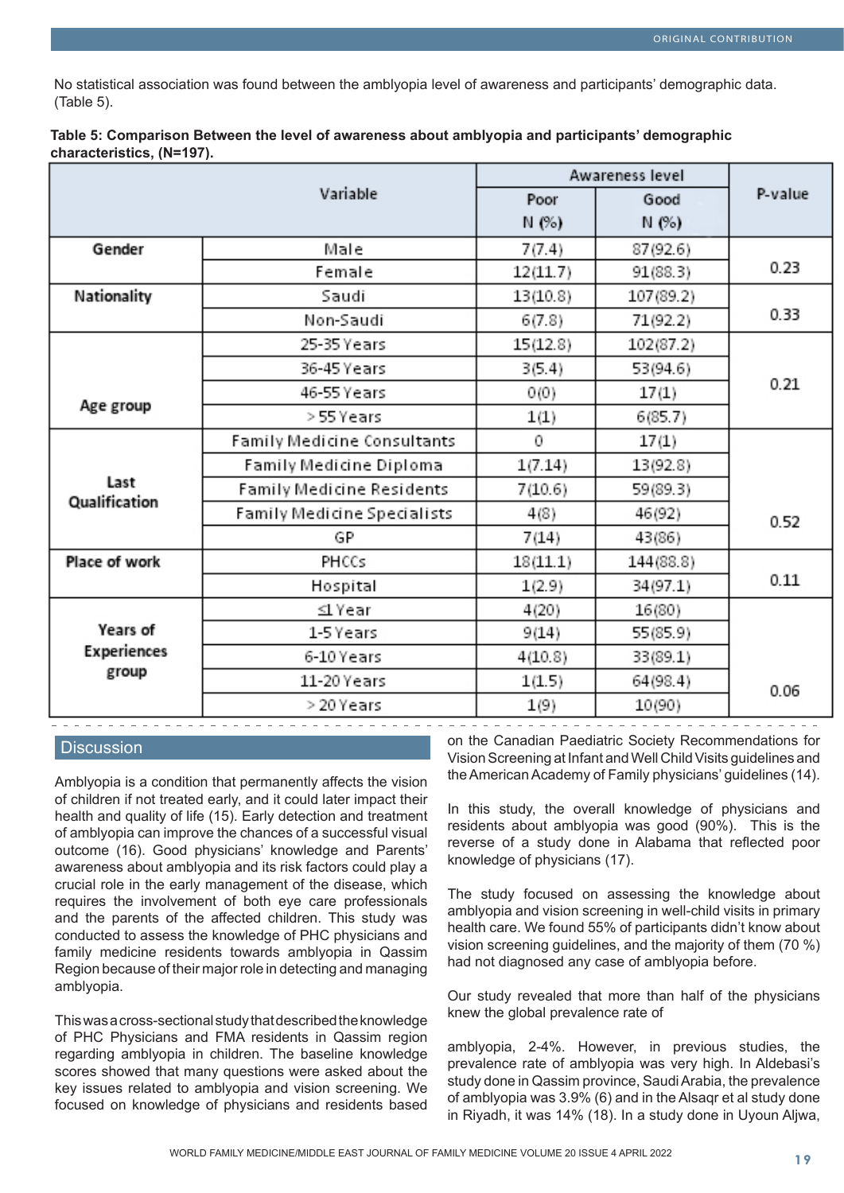No statistical association was found between the amblyopia level of awareness and participants' demographic data. (Table 5).

**Table 5: Comparison Between the level of awareness about amblyopia and participants' demographic characteristics, (N=197).**

| Variable | | Awareness level | | P-value |
|---|---|---|---|---|
| | | Poor N (%) | Good N (%) | |
| Gender | Male | 7(7.4) | 87(92.6) | 0.23 |
| | Female | 12(11.7) | 91(88.3) | |
| Nationality | Saudi | 13(10.8) | 107(89.2) | 0.33 |
| | Non-Saudi | 6(7.8) | 71(92.2) | |
| Age group | 25-35 Years | 15(12.8) | 102(87.2) | 0.21 |
| | 36-45 Years | 3(5.4) | 53(94.6) | |
| | 46-55 Years | 0(0) | 17(1) | |
| | > 55 Years | 1(1) | 6(85.7) | |
| Last Qualification | Family Medicine Consultants | 0 | 17(1) | 0.52 |
| | Family Medicine Diploma | 1(7.14) | 13(92.8) | |
| | Family Medicine Residents | 7(10.6) | 59(89.3) | |
| | Family Medicine Specialists | 4(8) | 46(92) | |
| | GP | 7(14) | 43(86) | |
| Place of work | PHCCs | 18(11.1) | 144(88.8) | 0.11 |
| | Hospital | 1(2.9) | 34(97.1) | |
| Years of Experiences group | ≤1 Year | 4(20) | 16(80) | 0.06 |
| | 1-5 Years | 9(14) | 55(85.9) | |
| | 6-10 Years | 4(10.8) | 33(89.1) | |
| | 11-20 Years | 1(1.5) | 64(98.4) | |
| | > 20 Years | 1(9) | 10(90) | |

## Discussion

Amblyopia is a condition that permanently affects the vision of children if not treated early, and it could later impact their health and quality of life (15). Early detection and treatment of amblyopia can improve the chances of a successful visual outcome (16). Good physicians' knowledge and Parents' awareness about amblyopia and its risk factors could play a crucial role in the early management of the disease, which requires the involvement of both eye care professionals and the parents of the affected children. This study was conducted to assess the knowledge of PHC physicians and family medicine residents towards amblyopia in Qassim Region because of their major role in detecting and managing amblyopia.

This was a cross-sectional study that described the knowledge of PHC Physicians and FMA residents in Qassim region regarding amblyopia in children. The baseline knowledge scores showed that many questions were asked about the key issues related to amblyopia and vision screening. We focused on knowledge of physicians and residents based on the Canadian Paediatric Society Recommendations for Vision Screening at Infant and Well Child Visits guidelines and the American Academy of Family physicians' guidelines (14).

In this study, the overall knowledge of physicians and residents about amblyopia was good (90%). This is the reverse of a study done in Alabama that reflected poor knowledge of physicians (17).

The study focused on assessing the knowledge about amblyopia and vision screening in well-child visits in primary health care. We found 55% of participants didn't know about vision screening guidelines, and the majority of them (70 %) had not diagnosed any case of amblyopia before.

Our study revealed that more than half of the physicians knew the global prevalence rate of amblyopia, 2-4%. However, in previous studies, the prevalence rate of amblyopia was very high. In Aldebasi's study done in Qassim province, Saudi Arabia, the prevalence of amblyopia was 3.9% (6) and in the Alsaqr et al study done in Riyadh, it was 14% (18). In a study done in Uyoun Aljwa,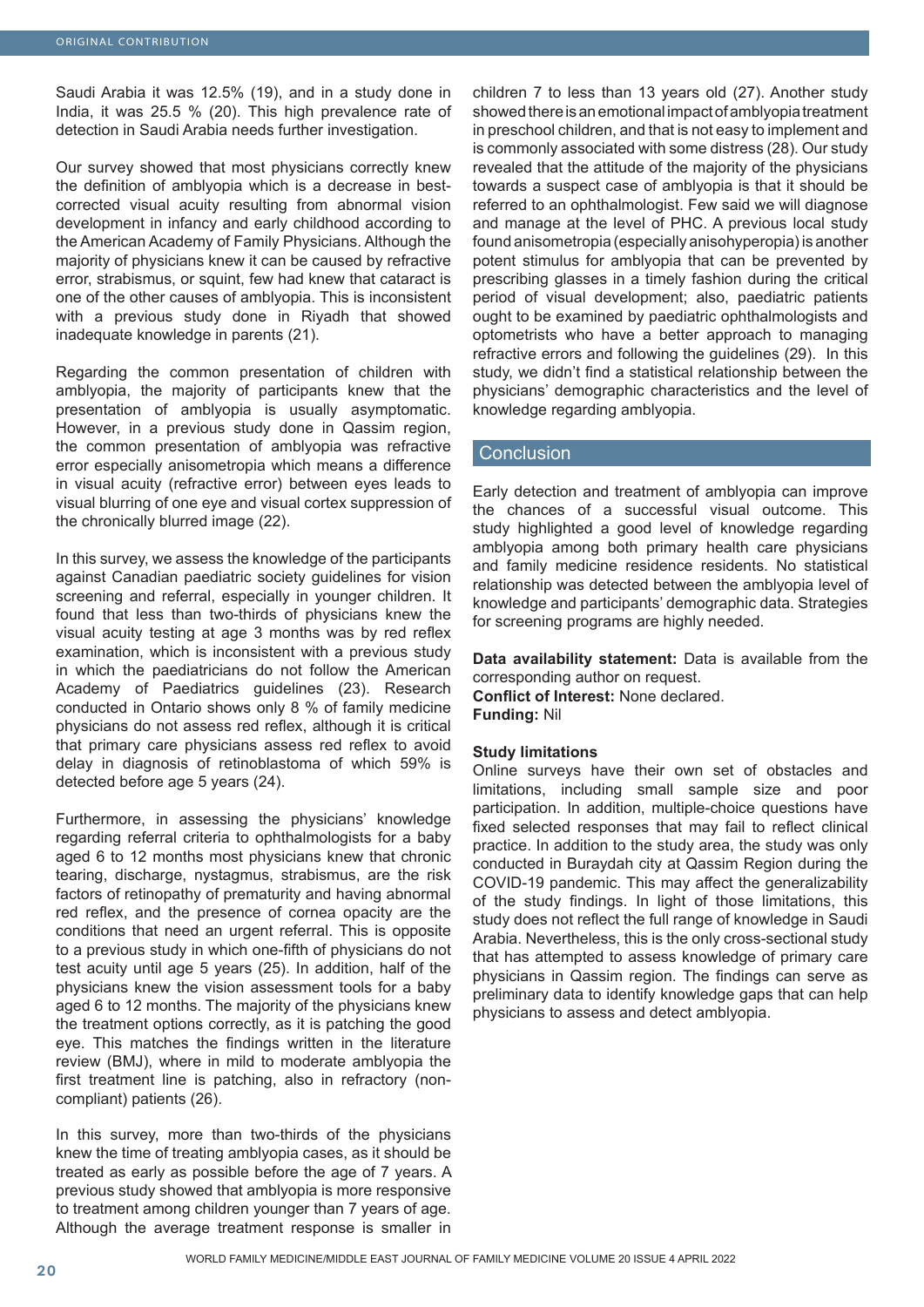Saudi Arabia it was 12.5% (19), and in a study done in India, it was 25.5 % (20). This high prevalence rate of detection in Saudi Arabia needs further investigation.

Our survey showed that most physicians correctly knew the definition of amblyopia which is a decrease in best-corrected visual acuity resulting from abnormal vision development in infancy and early childhood according to the American Academy of Family Physicians. Although the majority of physicians knew it can be caused by refractive error, strabismus, or squint, few had knew that cataract is one of the other causes of amblyopia. This is inconsistent with a previous study done in Riyadh that showed inadequate knowledge in parents (21).

Regarding the common presentation of children with amblyopia, the majority of participants knew that the presentation of amblyopia is usually asymptomatic. However, in a previous study done in Qassim region, the common presentation of amblyopia was refractive error especially anisometropia which means a difference in visual acuity (refractive error) between eyes leads to visual blurring of one eye and visual cortex suppression of the chronically blurred image (22).

In this survey, we assess the knowledge of the participants against Canadian paediatric society guidelines for vision screening and referral, especially in younger children. It found that less than two-thirds of physicians knew the visual acuity testing at age 3 months was by red reflex examination, which is inconsistent with a previous study in which the paediatricians do not follow the American Academy of Paediatrics guidelines (23). Research conducted in Ontario shows only 8 % of family medicine physicians do not assess red reflex, although it is critical that primary care physicians assess red reflex to avoid delay in diagnosis of retinoblastoma of which 59% is detected before age 5 years (24).

Furthermore, in assessing the physicians' knowledge regarding referral criteria to ophthalmologists for a baby aged 6 to 12 months most physicians knew that chronic tearing, discharge, nystagmus, strabismus, are the risk factors of retinopathy of prematurity and having abnormal red reflex, and the presence of cornea opacity are the conditions that need an urgent referral. This is opposite to a previous study in which one-fifth of physicians do not test acuity until age 5 years (25). In addition, half of the physicians knew the vision assessment tools for a baby aged 6 to 12 months. The majority of the physicians knew the treatment options correctly, as it is patching the good eye. This matches the findings written in the literature review (BMJ), where in mild to moderate amblyopia the first treatment line is patching, also in refractory (non-compliant) patients (26).

In this survey, more than two-thirds of the physicians knew the time of treating amblyopia cases, as it should be treated as early as possible before the age of 7 years. A previous study showed that amblyopia is more responsive to treatment among children younger than 7 years of age. Although the average treatment response is smaller in children 7 to less than 13 years old (27). Another study showed there is an emotional impact of amblyopia treatment in preschool children, and that is not easy to implement and is commonly associated with some distress (28). Our study revealed that the attitude of the majority of the physicians towards a suspect case of amblyopia is that it should be referred to an ophthalmologist. Few said we will diagnose and manage at the level of PHC. A previous local study found anisometropia (especially anisohyperopia) is another potent stimulus for amblyopia that can be prevented by prescribing glasses in a timely fashion during the critical period of visual development; also, paediatric patients ought to be examined by paediatric ophthalmologists and optometrists who have a better approach to managing refractive errors and following the guidelines (29). In this study, we didn't find a statistical relationship between the physicians' demographic characteristics and the level of knowledge regarding amblyopia.

## Conclusion

Early detection and treatment of amblyopia can improve the chances of a successful visual outcome. This study highlighted a good level of knowledge regarding amblyopia among both primary health care physicians and family medicine residence residents. No statistical relationship was detected between the amblyopia level of knowledge and participants' demographic data. Strategies for screening programs are highly needed.

**Data availability statement:** Data is available from the corresponding author on request.
**Conflict of Interest:** None declared.
**Funding:** Nil

### Study limitations

Online surveys have their own set of obstacles and limitations, including small sample size and poor participation. In addition, multiple-choice questions have fixed selected responses that may fail to reflect clinical practice. In addition to the study area, the study was only conducted in Buraydah city at Qassim Region during the COVID-19 pandemic. This may affect the generalizability of the study findings. In light of those limitations, this study does not reflect the full range of knowledge in Saudi Arabia. Nevertheless, this is the only cross-sectional study that has attempted to assess knowledge of primary care physicians in Qassim region. The findings can serve as preliminary data to identify knowledge gaps that can help physicians to assess and detect amblyopia.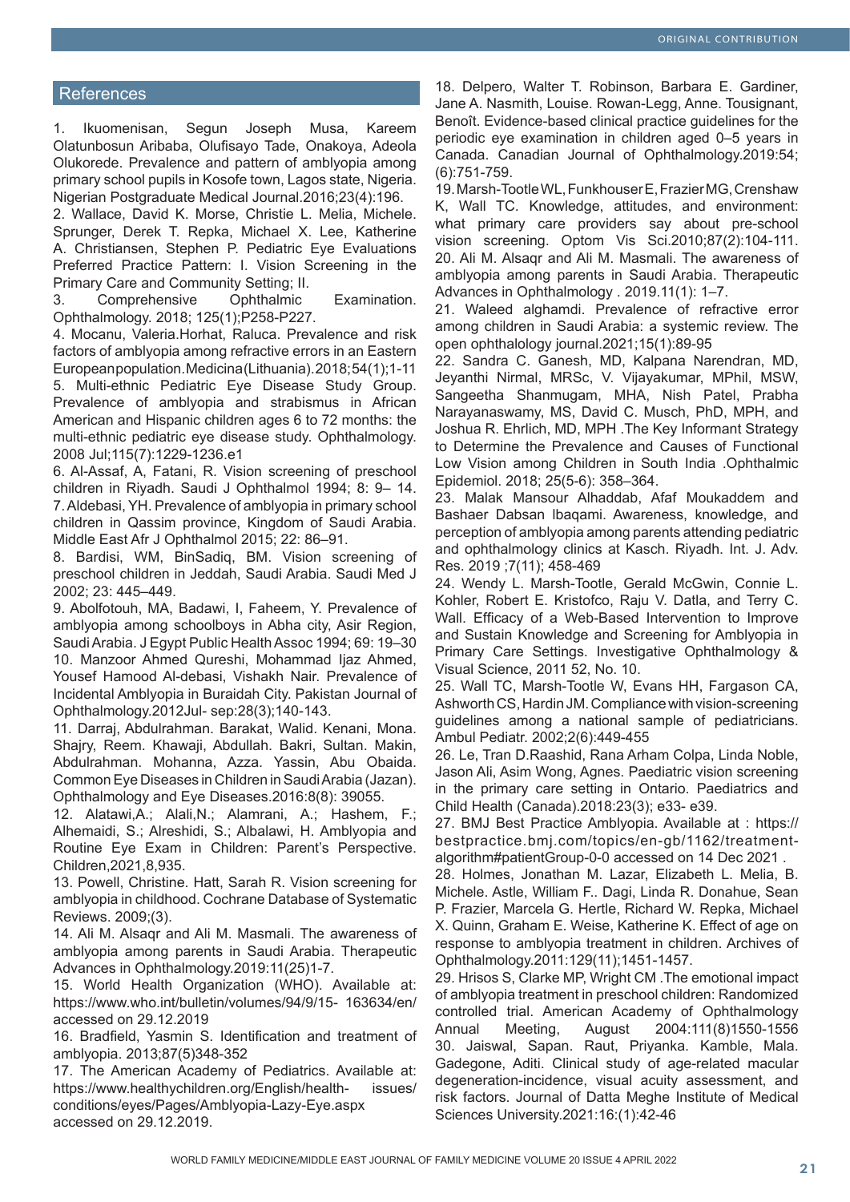## References

1. Ikuomenisan, Segun Joseph Musa, Kareem Olatunbosun Aribaba, Olufisayo Tade, Onakoya, Adeola Olukorede. Prevalence and pattern of amblyopia among primary school pupils in Kosofe town, Lagos state, Nigeria. Nigerian Postgraduate Medical Journal.2016;23(4):196.

2. Wallace, David K. Morse, Christie L. Melia, Michele. Sprunger, Derek T. Repka, Michael X. Lee, Katherine A. Christiansen, Stephen P. Pediatric Eye Evaluations Preferred Practice Pattern: I. Vision Screening in the Primary Care and Community Setting; II.

3. Comprehensive Ophthalmic Examination. Ophthalmology. 2018; 125(1);P258-P227.

4. Mocanu, Valeria.Horhat, Raluca. Prevalence and risk factors of amblyopia among refractive errors in an Eastern European population. Medicina (Lithuania). 2018;54(1);1-11

5. Multi-ethnic Pediatric Eye Disease Study Group. Prevalence of amblyopia and strabismus in African American and Hispanic children ages 6 to 72 months: the multi-ethnic pediatric eye disease study. Ophthalmology. 2008 Jul;115(7):1229-1236.e1

6. Al-Assaf, A, Fatani, R. Vision screening of preschool children in Riyadh. Saudi J Ophthalmol 1994; 8: 9– 14.

7. Aldebasi, YH. Prevalence of amblyopia in primary school children in Qassim province, Kingdom of Saudi Arabia. Middle East Afr J Ophthalmol 2015; 22: 86–91.

8. Bardisi, WM, BinSadiq, BM. Vision screening of preschool children in Jeddah, Saudi Arabia. Saudi Med J 2002; 23: 445–449.

9. Abolfotouh, MA, Badawi, I, Faheem, Y. Prevalence of amblyopia among schoolboys in Abha city, Asir Region, Saudi Arabia. J Egypt Public Health Assoc 1994; 69: 19–30

10. Manzoor Ahmed Qureshi, Mohammad Ijaz Ahmed, Yousef Hamood Al-debasi, Vishakh Nair. Prevalence of Incidental Amblyopia in Buraidah City. Pakistan Journal of Ophthalmology.2012Jul- sep:28(3);140-143.

11. Darraj, Abdulrahman. Barakat, Walid. Kenani, Mona. Shajry, Reem. Khawaji, Abdullah. Bakri, Sultan. Makin, Abdulrahman. Mohanna, Azza. Yassin, Abu Obaida. Common Eye Diseases in Children in Saudi Arabia (Jazan). Ophthalmology and Eye Diseases.2016:8(8): 39055.

12. Alatawi,A.; Alali,N.; Alamrani, A.; Hashem, F.; Alhemaidi, S.; Alreshidi, S.; Albalawi, H. Amblyopia and Routine Eye Exam in Children: Parent's Perspective. Children,2021,8,935.

13. Powell, Christine. Hatt, Sarah R. Vision screening for amblyopia in childhood. Cochrane Database of Systematic Reviews. 2009;(3).

14. Ali M. Alsaqr and Ali M. Masmali. The awareness of amblyopia among parents in Saudi Arabia. Therapeutic Advances in Ophthalmology.2019:11(25)1-7.

15. World Health Organization (WHO). Available at: https://www.who.int/bulletin/volumes/94/9/15- 163634/en/ accessed on 29.12.2019

16. Bradfield, Yasmin S. Identification and treatment of amblyopia. 2013;87(5)348-352

17. The American Academy of Pediatrics. Available at: https://www.healthychildren.org/English/health- issues/conditions/eyes/Pages/Amblyopia-Lazy-Eye.aspx accessed on 29.12.2019.

18. Delpero, Walter T. Robinson, Barbara E. Gardiner, Jane A. Nasmith, Louise. Rowan-Legg, Anne. Tousignant, Benoît. Evidence-based clinical practice guidelines for the periodic eye examination in children aged 0–5 years in Canada. Canadian Journal of Ophthalmology.2019:54;(6):751-759.

19. Marsh-Tootle WL, Funkhouser E, Frazier MG, Crenshaw K, Wall TC. Knowledge, attitudes, and environment: what primary care providers say about pre-school vision screening. Optom Vis Sci.2010;87(2):104-111.

20. Ali M. Alsaqr and Ali M. Masmali. The awareness of amblyopia among parents in Saudi Arabia. Therapeutic Advances in Ophthalmology . 2019.11(1): 1–7.

21. Waleed alghamdi. Prevalence of refractive error among children in Saudi Arabia: a systemic review. The open ophthalmology journal.2021;15(1):89-95

22. Sandra C. Ganesh, MD, Kalpana Narendran, MD, Jeyanthi Nirmal, MRSc, V. Vijayakumar, MPhil, MSW, Sangeetha Shanmugam, MHA, Nish Patel, Prabha Narayanaswamy, MS, David C. Musch, PhD, MPH, and Joshua R. Ehrlich, MD, MPH .The Key Informant Strategy to Determine the Prevalence and Causes of Functional Low Vision among Children in South India .Ophthalmic Epidemiol. 2018; 25(5-6): 358–364.

23. Malak Mansour Alhaddab, Afaf Moukaddem and Bashaer Dabsan lbaqami. Awareness, knowledge, and perception of amblyopia among parents attending pediatric and ophthalmology clinics at Kasch. Riyadh. Int. J. Adv. Res. 2019 ;7(11); 458-469

24. Wendy L. Marsh-Tootle, Gerald McGwin, Connie L. Kohler, Robert E. Kristofco, Raju V. Datla, and Terry C. Wall. Efficacy of a Web-Based Intervention to Improve and Sustain Knowledge and Screening for Amblyopia in Primary Care Settings. Investigative Ophthalmology & Visual Science, 2011 52, No. 10.

25. Wall TC, Marsh-Tootle W, Evans HH, Fargason CA, Ashworth CS, Hardin JM. Compliance with vision-screening guidelines among a national sample of pediatricians. Ambul Pediatr. 2002;2(6):449-455

26. Le, Tran D.Raashid, Rana Arham Colpa, Linda Noble, Jason Ali, Asim Wong, Agnes. Paediatric vision screening in the primary care setting in Ontario. Paediatrics and Child Health (Canada).2018:23(3); e33- e39.

27. BMJ Best Practice Amblyopia. Available at : https://bestpractice.bmj.com/topics/en-gb/1162/treatment-algorithm#patientGroup-0-0 accessed on 14 Dec 2021 .

28. Holmes, Jonathan M. Lazar, Elizabeth L. Melia, B. Michele. Astle, William F.. Dagi, Linda R. Donahue, Sean P. Frazier, Marcela G. Hertle, Richard W. Repka, Michael X. Quinn, Graham E. Weise, Katherine K. Effect of age on response to amblyopia treatment in children. Archives of Ophthalmology.2011:129(11);1451-1457.

29. Hrisos S, Clarke MP, Wright CM .The emotional impact of amblyopia treatment in preschool children: Randomized controlled trial. American Academy of Ophthalmology Annual Meeting, August 2004:111(8)1550-1556

30. Jaiswal, Sapan. Raut, Priyanka. Kamble, Mala. Gadegone, Aditi. Clinical study of age-related macular degeneration-incidence, visual acuity assessment, and risk factors. Journal of Datta Meghe Institute of Medical Sciences University.2021:16:(1):42-46